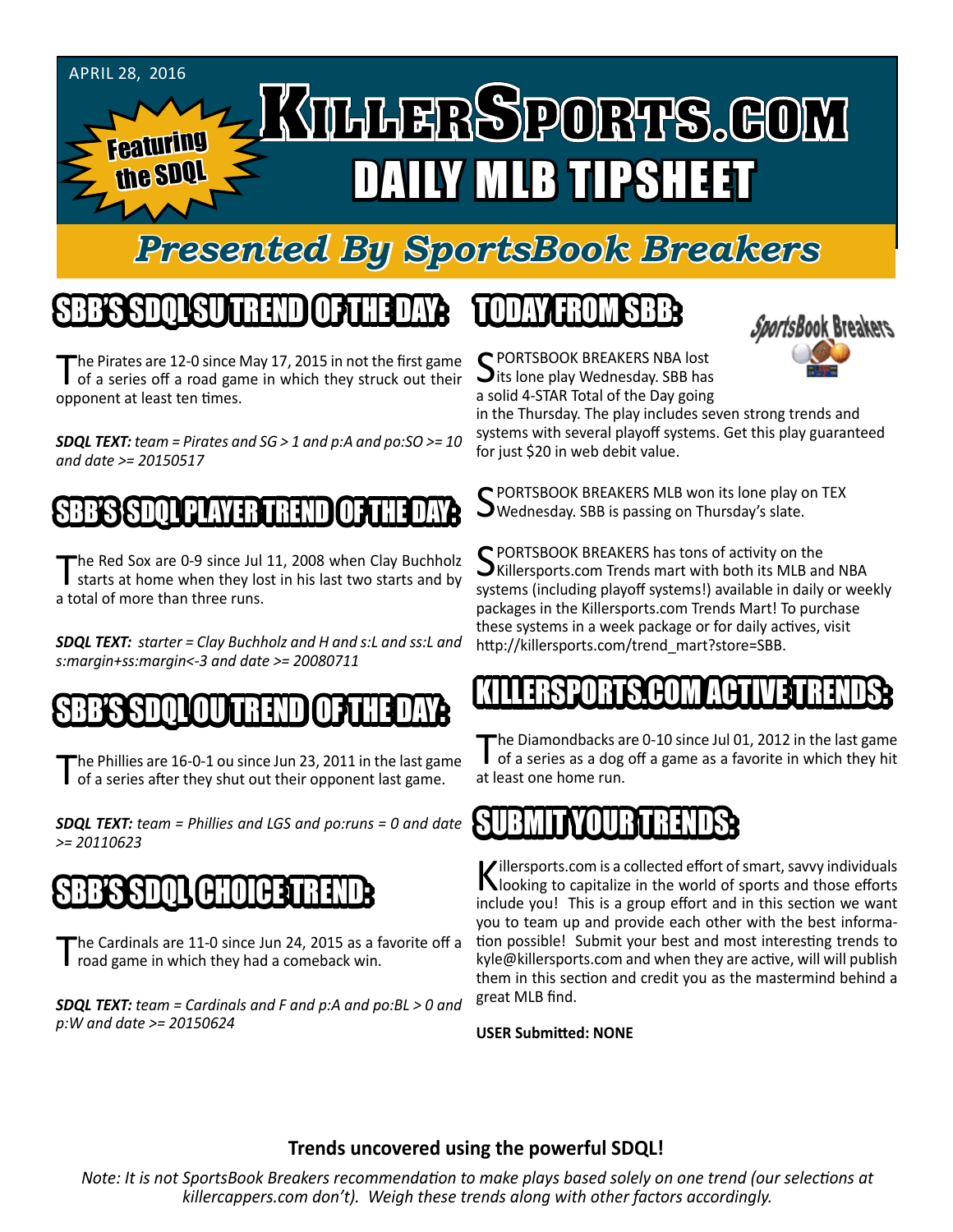APRIL 28, 2016

Featuring the SDQL

# KILLERSPORTS.COM DAILY MLB TIPSHEET

## Presented By SportsBook Breakers

## SBB'S SDQL SU TREND OF THE DAY:

The Pirates are 12-0 since May 17, 2015 in not the first game of a series off a road game in which they struck out their opponent at least ten times.

***SDQL TEXT:*** *team = Pirates and SG > 1 and p:A and po:SO >= 10 and date >= 20150517*

## SBB'S SDQL PLAYER TREND OF THE DAY:

The Red Sox are 0-9 since Jul 11, 2008 when Clay Buchholz starts at home when they lost in his last two starts and by a total of more than three runs.

***SDQL TEXT:*** *starter = Clay Buchholz and H and s:L and ss:L and s:margin+ss:margin<-3 and date >= 20080711*

## SBB'S SDQL OU TREND OF THE DAY:

The Phillies are 16-0-1 ou since Jun 23, 2011 in the last game of a series after they shut out their opponent last game.

***SDQL TEXT:*** *team = Phillies and LGS and po:runs = 0 and date >= 20110623*

## SBB'S SDQL CHOICE TREND:

The Cardinals are 11-0 since Jun 24, 2015 as a favorite off a road game in which they had a comeback win.

***SDQL TEXT:*** *team = Cardinals and F and p:A and po:BL > 0 and p:W and date >= 20150624*

## TODAY FROM SBB:

SPORTSBOOK BREAKERS NBA lost its lone play Wednesday. SBB has a solid 4-STAR Total of the Day going in the Thursday. The play includes seven strong trends and systems with several playoff systems. Get this play guaranteed for just $20 in web debit value.

SPORTSBOOK BREAKERS MLB won its lone play on TEX Wednesday. SBB is passing on Thursday's slate.

SPORTSBOOK BREAKERS has tons of activity on the Killersports.com Trends mart with both its MLB and NBA systems (including playoff systems!) available in daily or weekly packages in the Killersports.com Trends Mart! To purchase these systems in a week package or for daily actives, visit http://killersports.com/trend_mart?store=SBB.

## KILLERSPORTS.COM ACTIVE TRENDS:

The Diamondbacks are 0-10 since Jul 01, 2012 in the last game of a series as a dog off a game as a favorite in which they hit at least one home run.

## SUBMIT YOUR TRENDS:

Killersports.com is a collected effort of smart, savvy individuals looking to capitalize in the world of sports and those efforts include you! This is a group effort and in this section we want you to team up and provide each other with the best information possible! Submit your best and most interesting trends to kyle@killersports.com and when they are active, will will publish them in this section and credit you as the mastermind behind a great MLB find.

**USER Submitted: NONE**

**Trends uncovered using the powerful SDQL!**

*Note: It is not SportsBook Breakers recommendation to make plays based solely on one trend (our selections at killercappers.com don't). Weigh these trends along with other factors accordingly.*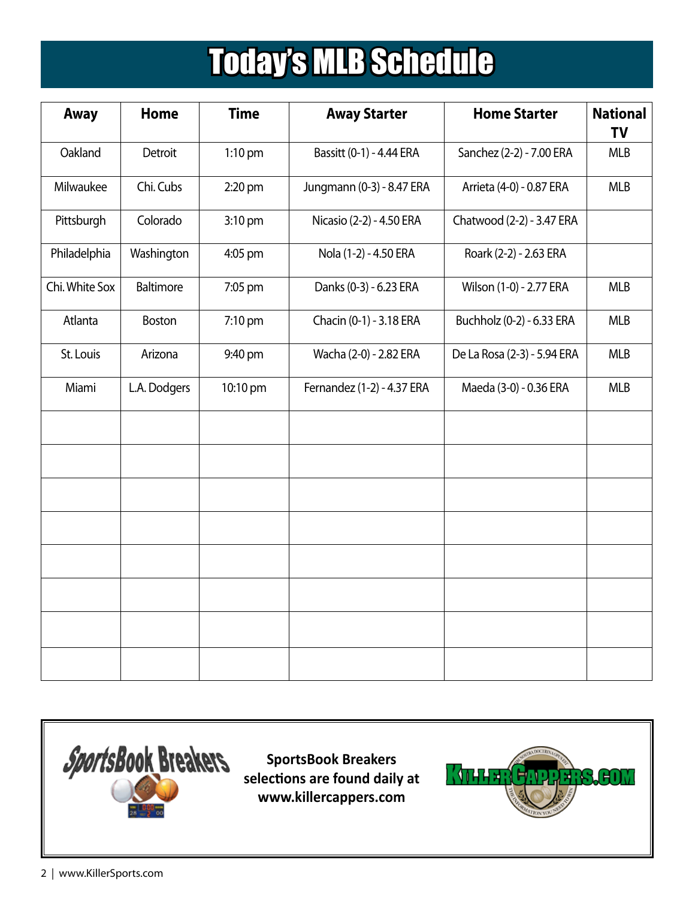# Today's MLB Schedule

| Away | Home | Time | Away Starter | Home Starter | National TV |
|---|---|---|---|---|---|
| Oakland | Detroit | 1:10 pm | Bassitt (0-1) - 4.44 ERA | Sanchez (2-2) - 7.00 ERA | MLB |
| Milwaukee | Chi. Cubs | 2:20 pm | Jungmann (0-3) - 8.47 ERA | Arrieta (4-0) - 0.87 ERA | MLB |
| Pittsburgh | Colorado | 3:10 pm | Nicasio (2-2) - 4.50 ERA | Chatwood (2-2) - 3.47 ERA | |
| Philadelphia | Washington | 4:05 pm | Nola (1-2) - 4.50 ERA | Roark (2-2) - 2.63 ERA | |
| Chi. White Sox | Baltimore | 7:05 pm | Danks (0-3) - 6.23 ERA | Wilson (1-0) - 2.77 ERA | MLB |
| Atlanta | Boston | 7:10 pm | Chacin (0-1) - 3.18 ERA | Buchholz (0-2) - 6.33 ERA | MLB |
| St. Louis | Arizona | 9:40 pm | Wacha (2-0) - 2.82 ERA | De La Rosa (2-3) - 5.94 ERA | MLB |
| Miami | L.A. Dodgers | 10:10 pm | Fernandez (1-2) - 4.37 ERA | Maeda (3-0) - 0.36 ERA | MLB |
| | | | | | |
| | | | | | |
| | | | | | |
| | | | | | |
| | | | | | |
| | | | | | |
| | | | | | |
| | | | | | |

SportsBook Breakers

**SportsBook Breakers selections are found daily at www.killercappers.com**

KILLERCAPPERS.COM